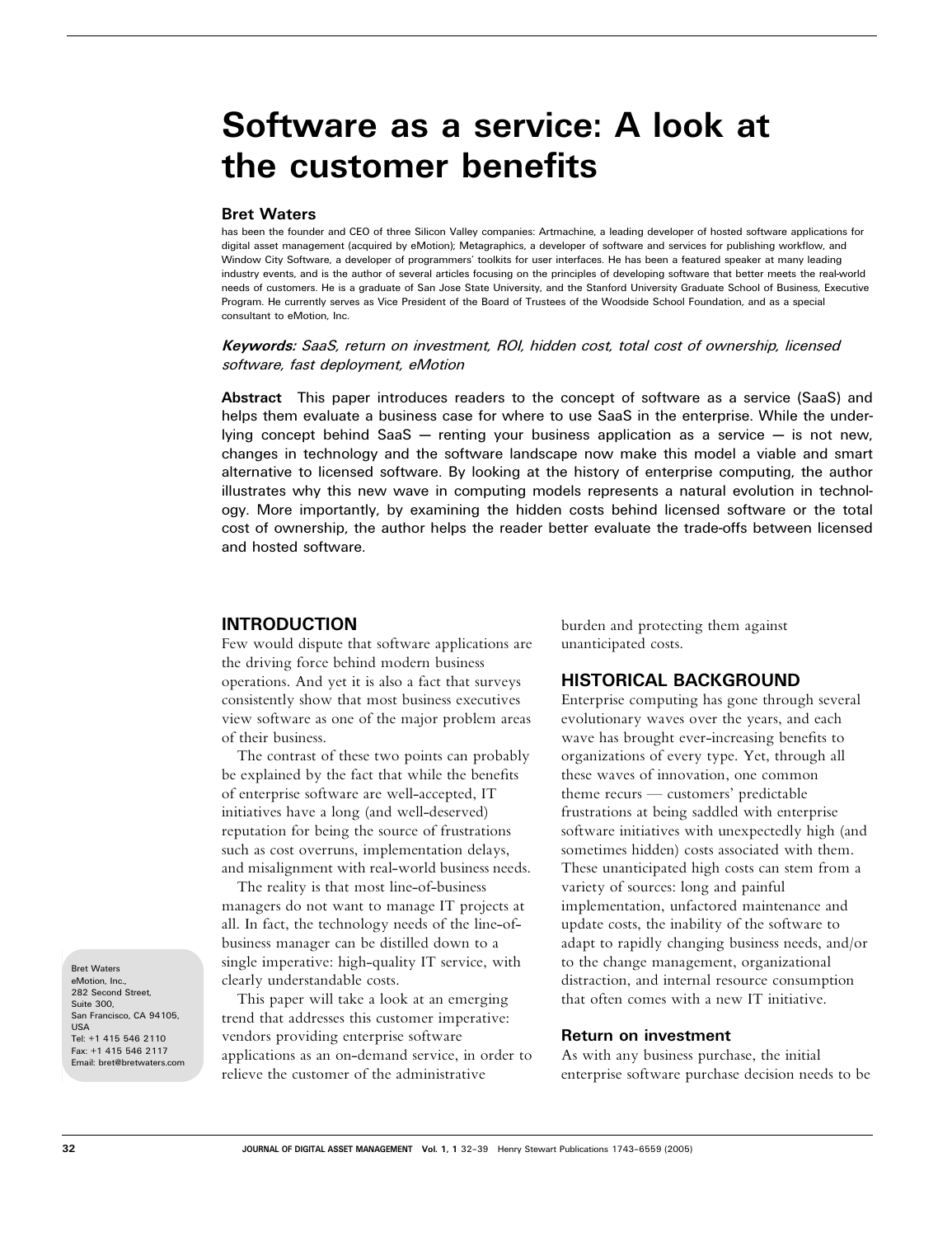# Software as a service: A look at the customer benefits

### Bret Waters

has been the founder and CEO of three Silicon Valley companies: Artmachine, a leading developer of hosted software applications for digital asset management (acquired by eMotion); Metagraphics, a developer of software and services for publishing workflow, and Window City Software, a developer of programmers' toolkits for user interfaces. He has been a featured speaker at many leading industry events, and is the author of several articles focusing on the principles of developing software that better meets the real-world needs of customers. He is a graduate of San Jose State University, and the Stanford University Graduate School of Business, Executive Program. He currently serves as Vice President of the Board of Trustees of the Woodside School Foundation, and as a special consultant to eMotion, Inc.

***Keywords:*** *SaaS, return on investment, ROI, hidden cost, total cost of ownership, licensed software, fast deployment, eMotion*

**Abstract** This paper introduces readers to the concept of software as a service (SaaS) and helps them evaluate a business case for where to use SaaS in the enterprise. While the underlying concept behind SaaS — renting your business application as a service — is not new, changes in technology and the software landscape now make this model a viable and smart alternative to licensed software. By looking at the history of enterprise computing, the author illustrates why this new wave in computing models represents a natural evolution in technology. More importantly, by examining the hidden costs behind licensed software or the total cost of ownership, the author helps the reader better evaluate the trade-offs between licensed and hosted software.

Bret Waters
eMotion, Inc.,
282 Second Street,
Suite 300,
San Francisco, CA 94105,
USA
Tel: +1 415 546 2110
Fax: +1 415 546 2117
Email: bret@bretwaters.com

## INTRODUCTION

Few would dispute that software applications are the driving force behind modern business operations. And yet it is also a fact that surveys consistently show that most business executives view software as one of the major problem areas of their business.

The contrast of these two points can probably be explained by the fact that while the benefits of enterprise software are well-accepted, IT initiatives have a long (and well-deserved) reputation for being the source of frustrations such as cost overruns, implementation delays, and misalignment with real-world business needs.

The reality is that most line-of-business managers do not want to manage IT projects at all. In fact, the technology needs of the line-of-business manager can be distilled down to a single imperative: high-quality IT service, with clearly understandable costs.

This paper will take a look at an emerging trend that addresses this customer imperative: vendors providing enterprise software applications as an on-demand service, in order to relieve the customer of the administrative burden and protecting them against unanticipated costs.

## HISTORICAL BACKGROUND

Enterprise computing has gone through several evolutionary waves over the years, and each wave has brought ever-increasing benefits to organizations of every type. Yet, through all these waves of innovation, one common theme recurs — customers' predictable frustrations at being saddled with enterprise software initiatives with unexpectedly high (and sometimes hidden) costs associated with them. These unanticipated high costs can stem from a variety of sources: long and painful implementation, unfactored maintenance and update costs, the inability of the software to adapt to rapidly changing business needs, and/or to the change management, organizational distraction, and internal resource consumption that often comes with a new IT initiative.

### Return on investment

As with any business purchase, the initial enterprise software purchase decision needs to be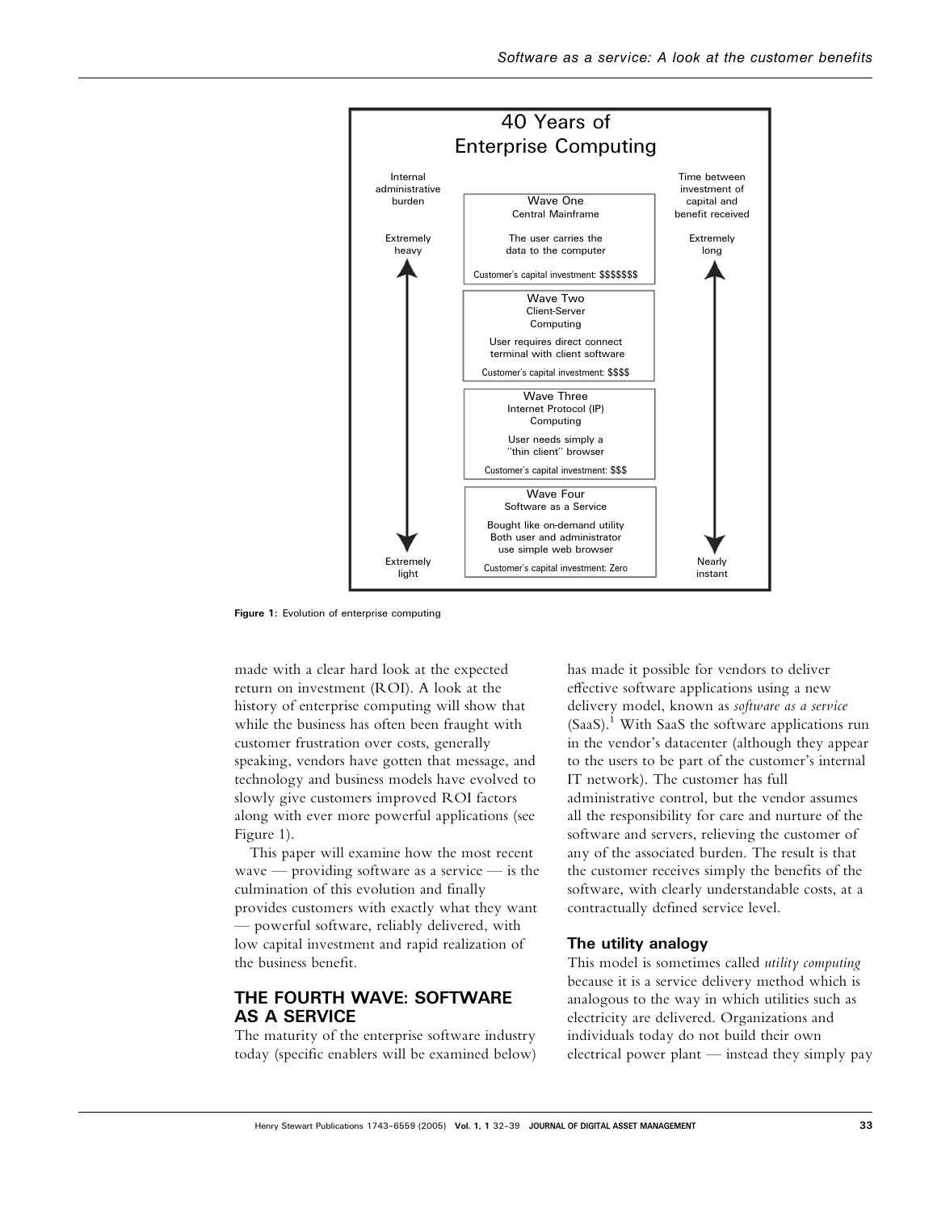**40 Years of Enterprise Computing**

| Internal administrative burden | | Time between investment of capital and benefit received |
|---|---|---|
| Extremely heavy | **Wave One** Central Mainframe. The user carries the data to the computer. Customer's capital investment: $$$$$$$ | Extremely long |
| | **Wave Two** Client-Server Computing. User requires direct connect terminal with client software. Customer's capital investment: $$$$ | |
| | **Wave Three** Internet Protocol (IP) Computing. User needs simply a "thin client" browser. Customer's capital investment: $$$ | |
| Extremely light | **Wave Four** Software as a Service. Bought like on-demand utility. Both user and administrator use simple web browser. Customer's capital investment: Zero | Nearly instant |

**Figure 1:** Evolution of enterprise computing

made with a clear hard look at the expected return on investment (ROI). A look at the history of enterprise computing will show that while the business has often been fraught with customer frustration over costs, generally speaking, vendors have gotten that message, and technology and business models have evolved to slowly give customers improved ROI factors along with ever more powerful applications (see Figure 1).

This paper will examine how the most recent wave — providing software as a service — is the culmination of this evolution and finally provides customers with exactly what they want — powerful software, reliably delivered, with low capital investment and rapid realization of the business benefit.

## THE FOURTH WAVE: SOFTWARE AS A SERVICE

The maturity of the enterprise software industry today (specific enablers will be examined below) has made it possible for vendors to deliver effective software applications using a new delivery model, known as *software as a service* (SaaS).[1] With SaaS the software applications run in the vendor's datacenter (although they appear to the users to be part of the customer's internal IT network). The customer has full administrative control, but the vendor assumes all the responsibility for care and nurture of the software and servers, relieving the customer of any of the associated burden. The result is that the customer receives simply the benefits of the software, with clearly understandable costs, at a contractually defined service level.

### The utility analogy

This model is sometimes called *utility computing* because it is a service delivery method which is analogous to the way in which utilities such as electricity are delivered. Organizations and individuals today do not build their own electrical power plant — instead they simply pay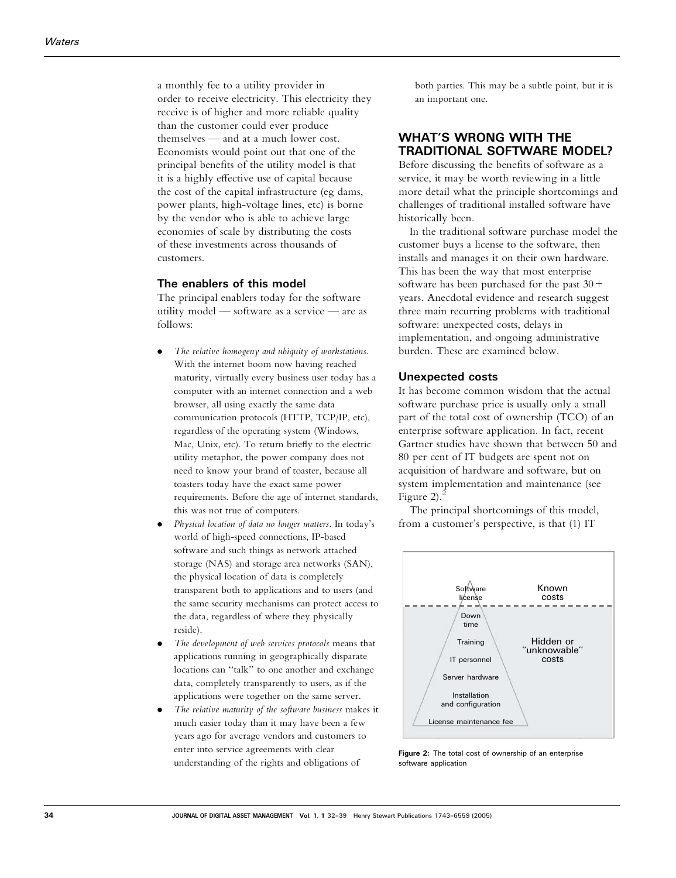a monthly fee to a utility provider in order to receive electricity. This electricity they receive is of higher and more reliable quality than the customer could ever produce themselves — and at a much lower cost. Economists would point out that one of the principal benefits of the utility model is that it is a highly effective use of capital because the cost of the capital infrastructure (eg dams, power plants, high-voltage lines, etc) is borne by the vendor who is able to achieve large economies of scale by distributing the costs of these investments across thousands of customers.

### The enablers of this model

The principal enablers today for the software utility model — software as a service — are as follows:

- *The relative homogeny and ubiquity of workstations*. With the internet boom now having reached maturity, virtually every business user today has a computer with an internet connection and a web browser, all using exactly the same data communication protocols (HTTP, TCP/IP, etc), regardless of the operating system (Windows, Mac, Unix, etc). To return briefly to the electric utility metaphor, the power company does not need to know your brand of toaster, because all toasters today have the exact same power requirements. Before the age of internet standards, this was not true of computers.
- *Physical location of data no longer matters*. In today's world of high-speed connections, IP-based software and such things as network attached storage (NAS) and storage area networks (SAN), the physical location of data is completely transparent both to applications and to users (and the same security mechanisms can protect access to the data, regardless of where they physically reside).
- *The development of web services protocols* means that applications running in geographically disparate locations can "talk" to one another and exchange data, completely transparently to users, as if the applications were together on the same server.
- *The relative maturity of the software business* makes it much easier today than it may have been a few years ago for average vendors and customers to enter into service agreements with clear understanding of the rights and obligations of both parties. This may be a subtle point, but it is an important one.

## WHAT'S WRONG WITH THE TRADITIONAL SOFTWARE MODEL?

Before discussing the benefits of software as a service, it may be worth reviewing in a little more detail what the principle shortcomings and challenges of traditional installed software have historically been.

In the traditional software purchase model the customer buys a license to the software, then installs and manages it on their own hardware. This has been the way that most enterprise software has been purchased for the past 30+ years. Anecdotal evidence and research suggest three main recurring problems with traditional software: unexpected costs, delays in implementation, and ongoing administrative burden. These are examined below.

### Unexpected costs

It has become common wisdom that the actual software purchase price is usually only a small part of the total cost of ownership (TCO) of an enterprise software application. In fact, recent Gartner studies have shown that between 50 and 80 per cent of IT budgets are spent not on acquisition of hardware and software, but on system implementation and maintenance (see Figure 2).[2]

The principal shortcomings of this model, from a customer's perspective, is that (1) IT

Software license
Known costs
Down time
Training
IT personnel
Server hardware
Installation and configuration
License maintenance fee
Hidden or "unknowable" costs

**Figure 2:** The total cost of ownership of an enterprise software application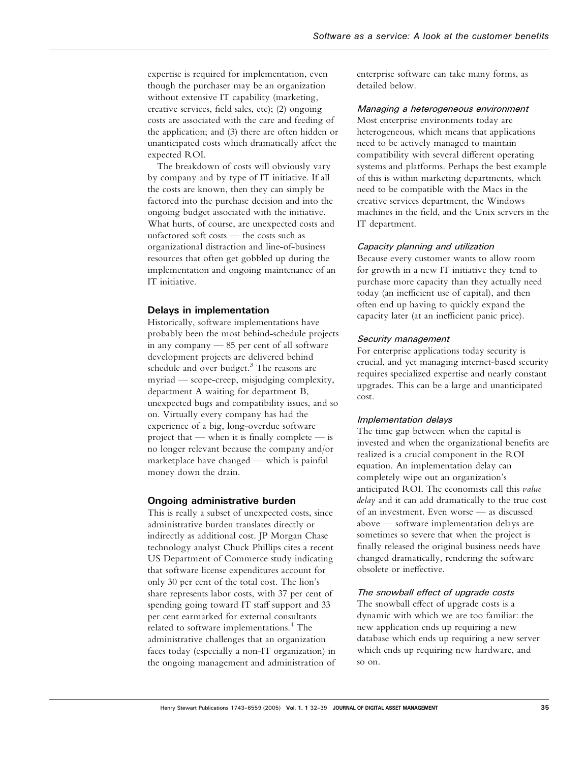expertise is required for implementation, even though the purchaser may be an organization without extensive IT capability (marketing, creative services, field sales, etc); (2) ongoing costs are associated with the care and feeding of the application; and (3) there are often hidden or unanticipated costs which dramatically affect the expected ROI.

The breakdown of costs will obviously vary by company and by type of IT initiative. If all the costs are known, then they can simply be factored into the purchase decision and into the ongoing budget associated with the initiative. What hurts, of course, are unexpected costs and unfactored soft costs — the costs such as organizational distraction and line-of-business resources that often get gobbled up during the implementation and ongoing maintenance of an IT initiative.

### Delays in implementation

Historically, software implementations have probably been the most behind-schedule projects in any company — 85 per cent of all software development projects are delivered behind schedule and over budget.[3] The reasons are myriad — scope-creep, misjudging complexity, department A waiting for department B, unexpected bugs and compatibility issues, and so on. Virtually every company has had the experience of a big, long-overdue software project that — when it is finally complete — is no longer relevant because the company and/or marketplace have changed — which is painful money down the drain.

### Ongoing administrative burden

This is really a subset of unexpected costs, since administrative burden translates directly or indirectly as additional cost. JP Morgan Chase technology analyst Chuck Phillips cites a recent US Department of Commerce study indicating that software license expenditures account for only 30 per cent of the total cost. The lion's share represents labor costs, with 37 per cent of spending going toward IT staff support and 33 per cent earmarked for external consultants related to software implementations.[4] The administrative challenges that an organization faces today (especially a non-IT organization) in the ongoing management and administration of enterprise software can take many forms, as detailed below.

#### *Managing a heterogeneous environment*

Most enterprise environments today are heterogeneous, which means that applications need to be actively managed to maintain compatibility with several different operating systems and platforms. Perhaps the best example of this is within marketing departments, which need to be compatible with the Macs in the creative services department, the Windows machines in the field, and the Unix servers in the IT department.

#### *Capacity planning and utilization*

Because every customer wants to allow room for growth in a new IT initiative they tend to purchase more capacity than they actually need today (an inefficient use of capital), and then often end up having to quickly expand the capacity later (at an inefficient panic price).

#### *Security management*

For enterprise applications today security is crucial, and yet managing internet-based security requires specialized expertise and nearly constant upgrades. This can be a large and unanticipated cost.

#### *Implementation delays*

The time gap between when the capital is invested and when the organizational benefits are realized is a crucial component in the ROI equation. An implementation delay can completely wipe out an organization's anticipated ROI. The economists call this *value delay* and it can add dramatically to the true cost of an investment. Even worse — as discussed above — software implementation delays are sometimes so severe that when the project is finally released the original business needs have changed dramatically, rendering the software obsolete or ineffective.

#### *The snowball effect of upgrade costs*

The snowball effect of upgrade costs is a dynamic with which we are too familiar: the new application ends up requiring a new database which ends up requiring a new server which ends up requiring new hardware, and so on.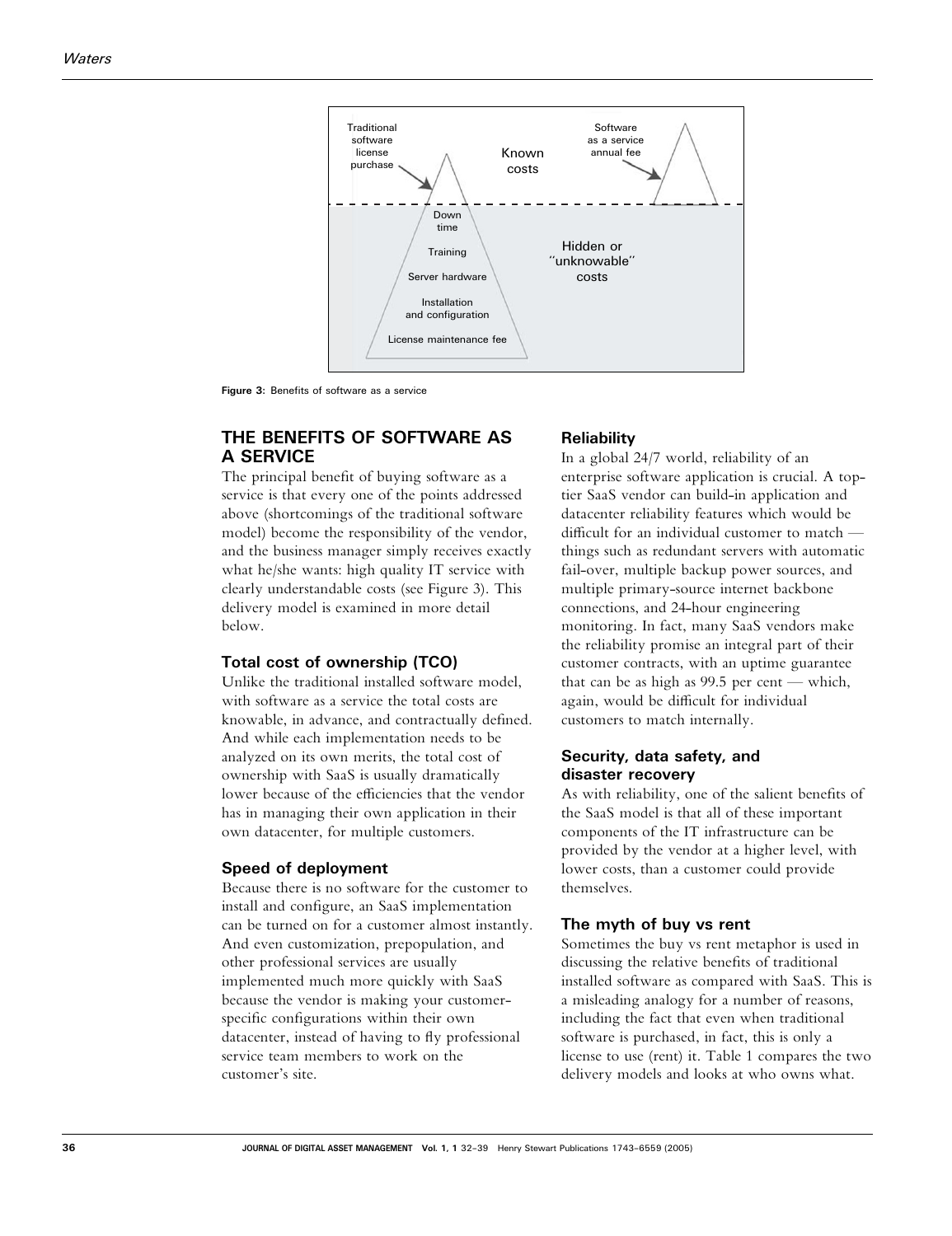Figure 3: Benefits of software as a service

## THE BENEFITS OF SOFTWARE AS A SERVICE

The principal benefit of buying software as a service is that every one of the points addressed above (shortcomings of the traditional software model) become the responsibility of the vendor, and the business manager simply receives exactly what he/she wants: high quality IT service with clearly understandable costs (see Figure 3). This delivery model is examined in more detail below.

### Total cost of ownership (TCO)

Unlike the traditional installed software model, with software as a service the total costs are knowable, in advance, and contractually defined. And while each implementation needs to be analyzed on its own merits, the total cost of ownership with SaaS is usually dramatically lower because of the efficiencies that the vendor has in managing their own application in their own datacenter, for multiple customers.

### Speed of deployment

Because there is no software for the customer to install and configure, an SaaS implementation can be turned on for a customer almost instantly. And even customization, prepopulation, and other professional services are usually implemented much more quickly with SaaS because the vendor is making your customer-specific configurations within their own datacenter, instead of having to fly professional service team members to work on the customer's site.

### Reliability

In a global 24/7 world, reliability of an enterprise software application is crucial. A top-tier SaaS vendor can build-in application and datacenter reliability features which would be difficult for an individual customer to match — things such as redundant servers with automatic fail-over, multiple backup power sources, and multiple primary-source internet backbone connections, and 24-hour engineering monitoring. In fact, many SaaS vendors make the reliability promise an integral part of their customer contracts, with an uptime guarantee that can be as high as 99.5 per cent — which, again, would be difficult for individual customers to match internally.

### Security, data safety, and disaster recovery

As with reliability, one of the salient benefits of the SaaS model is that all of these important components of the IT infrastructure can be provided by the vendor at a higher level, with lower costs, than a customer could provide themselves.

### The myth of buy vs rent

Sometimes the buy vs rent metaphor is used in discussing the relative benefits of traditional installed software as compared with SaaS. This is a misleading analogy for a number of reasons, including the fact that even when traditional software is purchased, in fact, this is only a license to use (rent) it. Table 1 compares the two delivery models and looks at who owns what.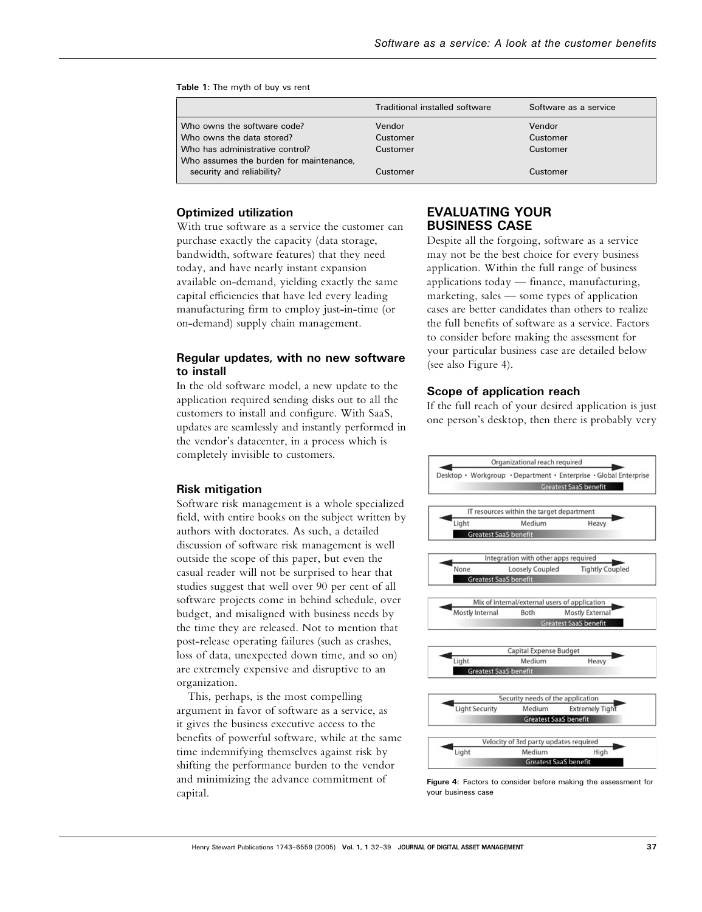**Table 1:** The myth of buy vs rent

| | Traditional installed software | Software as a service |
|---|---|---|
| Who owns the software code? | Vendor | Vendor |
| Who owns the data stored? | Customer | Customer |
| Who has administrative control? | Customer | Customer |
| Who assumes the burden for maintenance, security and reliability? | Customer | Customer |

### Optimized utilization

With true software as a service the customer can purchase exactly the capacity (data storage, bandwidth, software features) that they need today, and have nearly instant expansion available on-demand, yielding exactly the same capital efficiencies that have led every leading manufacturing firm to employ just-in-time (or on-demand) supply chain management.

### Regular updates, with no new software to install

In the old software model, a new update to the application required sending disks out to all the customers to install and configure. With SaaS, updates are seamlessly and instantly performed in the vendor's datacenter, in a process which is completely invisible to customers.

### Risk mitigation

Software risk management is a whole specialized field, with entire books on the subject written by authors with doctorates. As such, a detailed discussion of software risk management is well outside the scope of this paper, but even the casual reader will not be surprised to hear that studies suggest that well over 90 per cent of all software projects come in behind schedule, over budget, and misaligned with business needs by the time they are released. Not to mention that post-release operating failures (such as crashes, loss of data, unexpected down time, and so on) are extremely expensive and disruptive to an organization.

This, perhaps, is the most compelling argument in favor of software as a service, as it gives the business executive access to the benefits of powerful software, while at the same time indemnifying themselves against risk by shifting the performance burden to the vendor and minimizing the advance commitment of capital.

## EVALUATING YOUR BUSINESS CASE

Despite all the forgoing, software as a service may not be the best choice for every business application. Within the full range of business applications today — finance, manufacturing, marketing, sales — some types of application cases are better candidates than others to realize the full benefits of software as a service. Factors to consider before making the assessment for your particular business case are detailed below (see also Figure 4).

### Scope of application reach

If the full reach of your desired application is just one person's desktop, then there is probably very

**Figure 4:** Factors to consider before making the assessment for your business case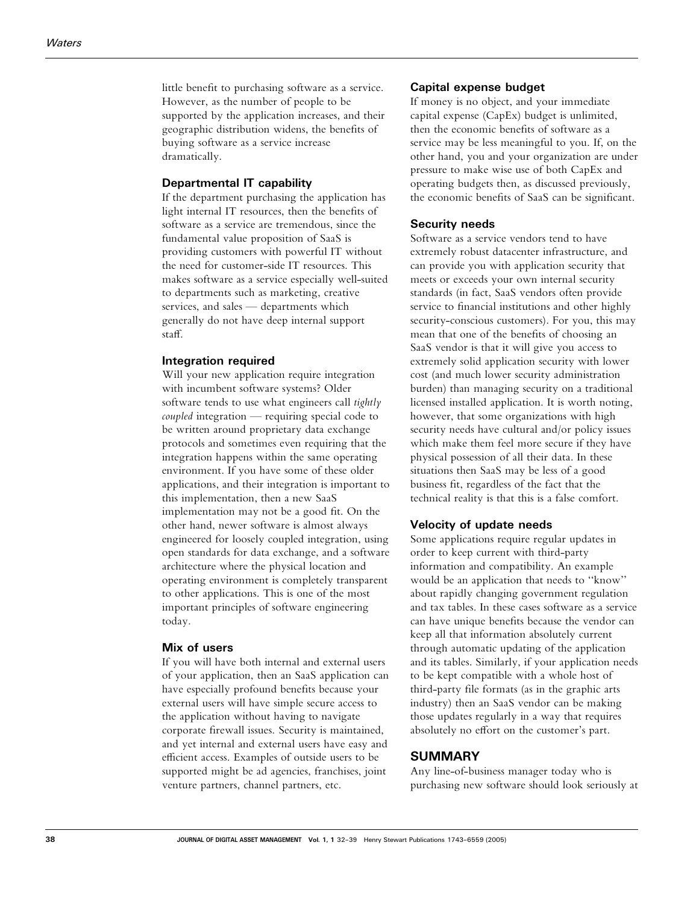little benefit to purchasing software as a service. However, as the number of people to be supported by the application increases, and their geographic distribution widens, the benefits of buying software as a service increase dramatically.

### Departmental IT capability

If the department purchasing the application has light internal IT resources, then the benefits of software as a service are tremendous, since the fundamental value proposition of SaaS is providing customers with powerful IT without the need for customer-side IT resources. This makes software as a service especially well-suited to departments such as marketing, creative services, and sales — departments which generally do not have deep internal support staff.

### Integration required

Will your new application require integration with incumbent software systems? Older software tends to use what engineers call *tightly coupled* integration — requiring special code to be written around proprietary data exchange protocols and sometimes even requiring that the integration happens within the same operating environment. If you have some of these older applications, and their integration is important to this implementation, then a new SaaS implementation may not be a good fit. On the other hand, newer software is almost always engineered for loosely coupled integration, using open standards for data exchange, and a software architecture where the physical location and operating environment is completely transparent to other applications. This is one of the most important principles of software engineering today.

### Mix of users

If you will have both internal and external users of your application, then an SaaS application can have especially profound benefits because your external users will have simple secure access to the application without having to navigate corporate firewall issues. Security is maintained, and yet internal and external users have easy and efficient access. Examples of outside users to be supported might be ad agencies, franchises, joint venture partners, channel partners, etc.

### Capital expense budget

If money is no object, and your immediate capital expense (CapEx) budget is unlimited, then the economic benefits of software as a service may be less meaningful to you. If, on the other hand, you and your organization are under pressure to make wise use of both CapEx and operating budgets then, as discussed previously, the economic benefits of SaaS can be significant.

### Security needs

Software as a service vendors tend to have extremely robust datacenter infrastructure, and can provide you with application security that meets or exceeds your own internal security standards (in fact, SaaS vendors often provide service to financial institutions and other highly security-conscious customers). For you, this may mean that one of the benefits of choosing an SaaS vendor is that it will give you access to extremely solid application security with lower cost (and much lower security administration burden) than managing security on a traditional licensed installed application. It is worth noting, however, that some organizations with high security needs have cultural and/or policy issues which make them feel more secure if they have physical possession of all their data. In these situations then SaaS may be less of a good business fit, regardless of the fact that the technical reality is that this is a false comfort.

### Velocity of update needs

Some applications require regular updates in order to keep current with third-party information and compatibility. An example would be an application that needs to "know" about rapidly changing government regulation and tax tables. In these cases software as a service can have unique benefits because the vendor can keep all that information absolutely current through automatic updating of the application and its tables. Similarly, if your application needs to be kept compatible with a whole host of third-party file formats (as in the graphic arts industry) then an SaaS vendor can be making those updates regularly in a way that requires absolutely no effort on the customer's part.

## SUMMARY

Any line-of-business manager today who is purchasing new software should look seriously at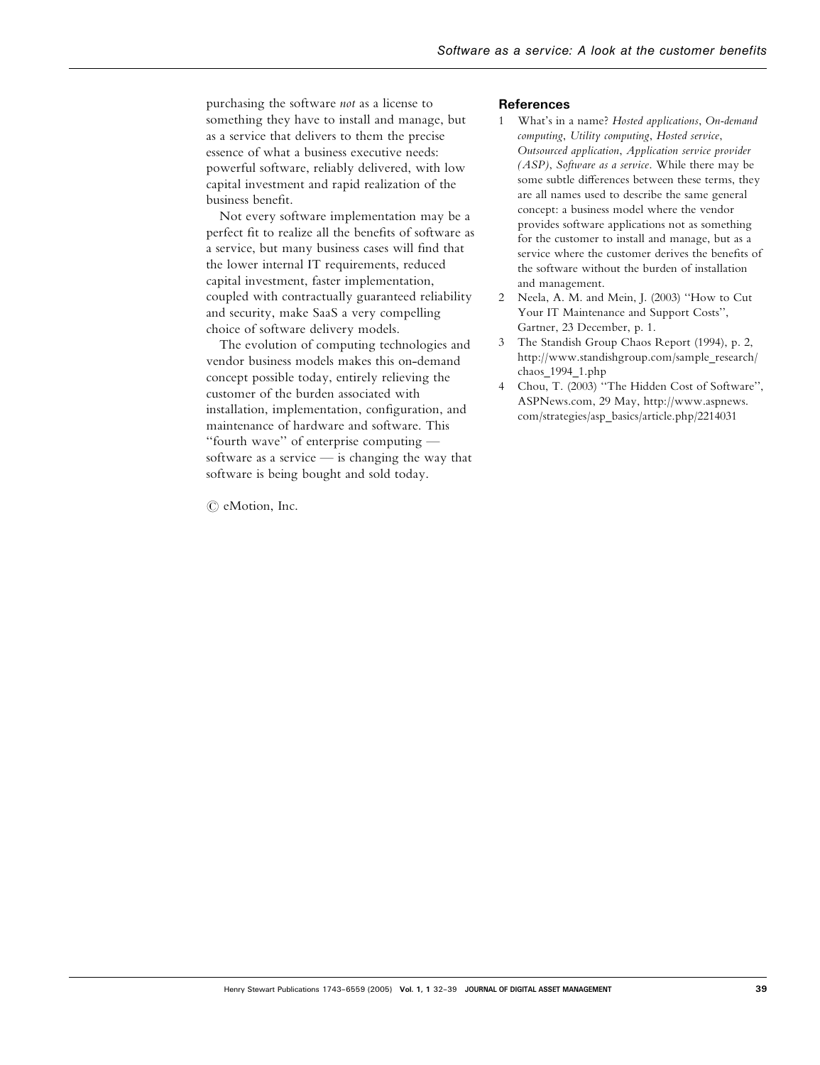purchasing the software *not* as a license to something they have to install and manage, but as a service that delivers to them the precise essence of what a business executive needs: powerful software, reliably delivered, with low capital investment and rapid realization of the business benefit.

Not every software implementation may be a perfect fit to realize all the benefits of software as a service, but many business cases will find that the lower internal IT requirements, reduced capital investment, faster implementation, coupled with contractually guaranteed reliability and security, make SaaS a very compelling choice of software delivery models.

The evolution of computing technologies and vendor business models makes this on-demand concept possible today, entirely relieving the customer of the burden associated with installation, implementation, configuration, and maintenance of hardware and software. This ''fourth wave'' of enterprise computing — software as a service — is changing the way that software is being bought and sold today.

© eMotion, Inc.

## References

1 What's in a name? *Hosted applications*, *On-demand computing*, *Utility computing*, *Hosted service*, *Outsourced application*, *Application service provider (ASP)*, *Software as a service*. While there may be some subtle differences between these terms, they are all names used to describe the same general concept: a business model where the vendor provides software applications not as something for the customer to install and manage, but as a service where the customer derives the benefits of the software without the burden of installation and management.

2 Neela, A. M. and Mein, J. (2003) ''How to Cut Your IT Maintenance and Support Costs'', Gartner, 23 December, p. 1.

3 The Standish Group Chaos Report (1994), p. 2, http://www.standishgroup.com/sample_research/chaos_1994_1.php

4 Chou, T. (2003) ''The Hidden Cost of Software'', ASPNews.com, 29 May, http://www.aspnews.com/strategies/asp_basics/article.php/2214031